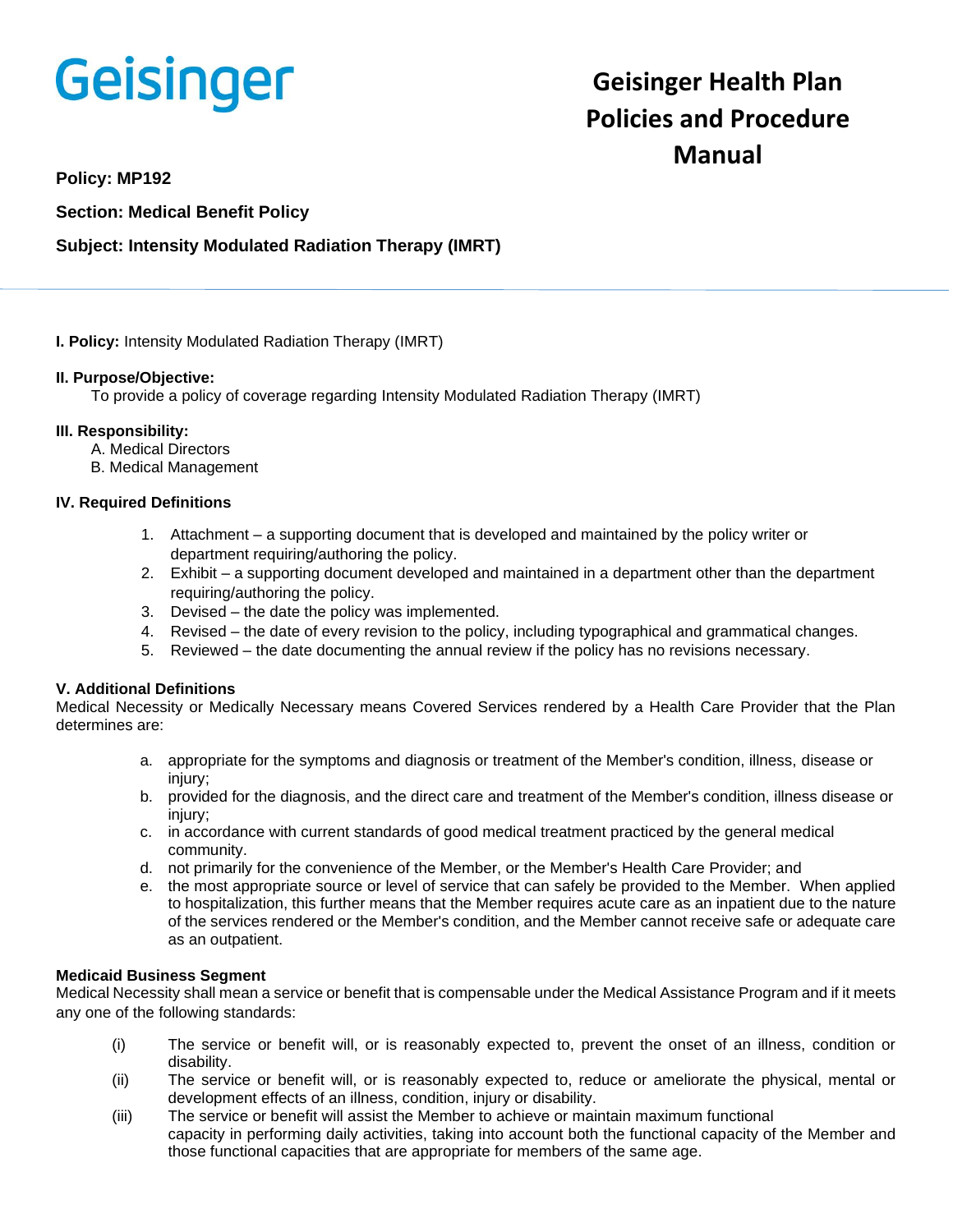Geisinger

# Geisinger Health Plan Policies and Procedure Manual

**Policy: MP192**

**Section: Medical Benefit Policy**

**Subject: Intensity Modulated Radiation Therapy (IMRT)**

**I. Policy:** Intensity Modulated Radiation Therapy (IMRT)

**II. Purpose/Objective:**

To provide a policy of coverage regarding Intensity Modulated Radiation Therapy (IMRT)

**III. Responsibility:**

A. Medical Directors
B. Medical Management

**IV. Required Definitions**

1. Attachment – a supporting document that is developed and maintained by the policy writer or department requiring/authoring the policy.
2. Exhibit – a supporting document developed and maintained in a department other than the department requiring/authoring the policy.
3. Devised – the date the policy was implemented.
4. Revised – the date of every revision to the policy, including typographical and grammatical changes.
5. Reviewed – the date documenting the annual review if the policy has no revisions necessary.

**V. Additional Definitions**

Medical Necessity or Medically Necessary means Covered Services rendered by a Health Care Provider that the Plan determines are:

a. appropriate for the symptoms and diagnosis or treatment of the Member's condition, illness, disease or injury;
b. provided for the diagnosis, and the direct care and treatment of the Member's condition, illness disease or injury;
c. in accordance with current standards of good medical treatment practiced by the general medical community.
d. not primarily for the convenience of the Member, or the Member's Health Care Provider; and
e. the most appropriate source or level of service that can safely be provided to the Member. When applied to hospitalization, this further means that the Member requires acute care as an inpatient due to the nature of the services rendered or the Member's condition, and the Member cannot receive safe or adequate care as an outpatient.

**Medicaid Business Segment**

Medical Necessity shall mean a service or benefit that is compensable under the Medical Assistance Program and if it meets any one of the following standards:

(i) The service or benefit will, or is reasonably expected to, prevent the onset of an illness, condition or disability.

(ii) The service or benefit will, or is reasonably expected to, reduce or ameliorate the physical, mental or development effects of an illness, condition, injury or disability.

(iii) The service or benefit will assist the Member to achieve or maintain maximum functional capacity in performing daily activities, taking into account both the functional capacity of the Member and those functional capacities that are appropriate for members of the same age.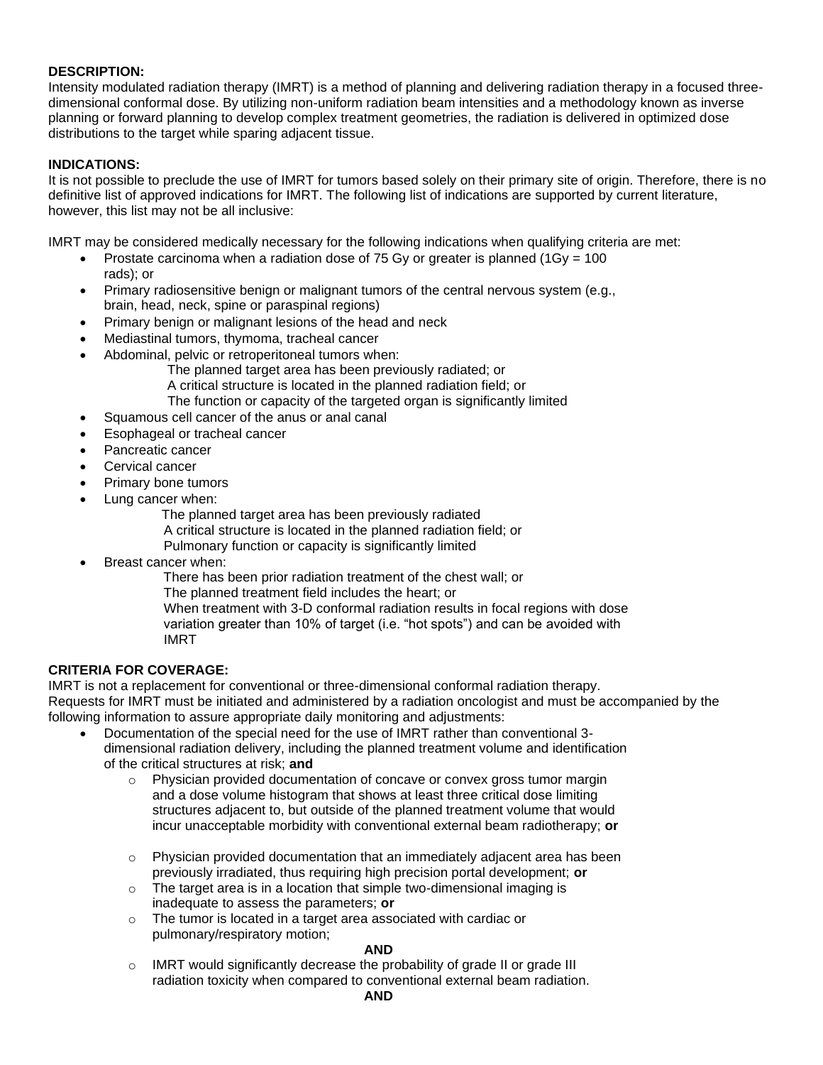**DESCRIPTION:**

Intensity modulated radiation therapy (IMRT) is a method of planning and delivering radiation therapy in a focused three-dimensional conformal dose. By utilizing non-uniform radiation beam intensities and a methodology known as inverse planning or forward planning to develop complex treatment geometries, the radiation is delivered in optimized dose distributions to the target while sparing adjacent tissue.

**INDICATIONS:**

It is not possible to preclude the use of IMRT for tumors based solely on their primary site of origin. Therefore, there is no definitive list of approved indications for IMRT. The following list of indications are supported by current literature, however, this list may not be all inclusive:

IMRT may be considered medically necessary for the following indications when qualifying criteria are met:

- Prostate carcinoma when a radiation dose of 75 Gy or greater is planned (1Gy = 100 rads); or
- Primary radiosensitive benign or malignant tumors of the central nervous system (e.g., brain, head, neck, spine or paraspinal regions)
- Primary benign or malignant lesions of the head and neck
- Mediastinal tumors, thymoma, tracheal cancer
- Abdominal, pelvic or retroperitoneal tumors when:
  - The planned target area has been previously radiated; or
  - A critical structure is located in the planned radiation field; or
  - The function or capacity of the targeted organ is significantly limited
- Squamous cell cancer of the anus or anal canal
- Esophageal or tracheal cancer
- Pancreatic cancer
- Cervical cancer
- Primary bone tumors
- Lung cancer when:
  - The planned target area has been previously radiated
  - A critical structure is located in the planned radiation field; or
  - Pulmonary function or capacity is significantly limited
- Breast cancer when:
  - There has been prior radiation treatment of the chest wall; or
  - The planned treatment field includes the heart; or
  - When treatment with 3-D conformal radiation results in focal regions with dose variation greater than 10% of target (i.e. "hot spots") and can be avoided with IMRT

**CRITERIA FOR COVERAGE:**

IMRT is not a replacement for conventional or three-dimensional conformal radiation therapy. Requests for IMRT must be initiated and administered by a radiation oncologist and must be accompanied by the following information to assure appropriate daily monitoring and adjustments:

- Documentation of the special need for the use of IMRT rather than conventional 3-dimensional radiation delivery, including the planned treatment volume and identification of the critical structures at risk; **and**
  - Physician provided documentation of concave or convex gross tumor margin and a dose volume histogram that shows at least three critical dose limiting structures adjacent to, but outside of the planned treatment volume that would incur unacceptable morbidity with conventional external beam radiotherapy; **or**
  - Physician provided documentation that an immediately adjacent area has been previously irradiated, thus requiring high precision portal development; **or**
  - The target area is in a location that simple two-dimensional imaging is inadequate to assess the parameters; **or**
  - The tumor is located in a target area associated with cardiac or pulmonary/respiratory motion;

    **AND**

  - IMRT would significantly decrease the probability of grade II or grade III radiation toxicity when compared to conventional external beam radiation.

    **AND**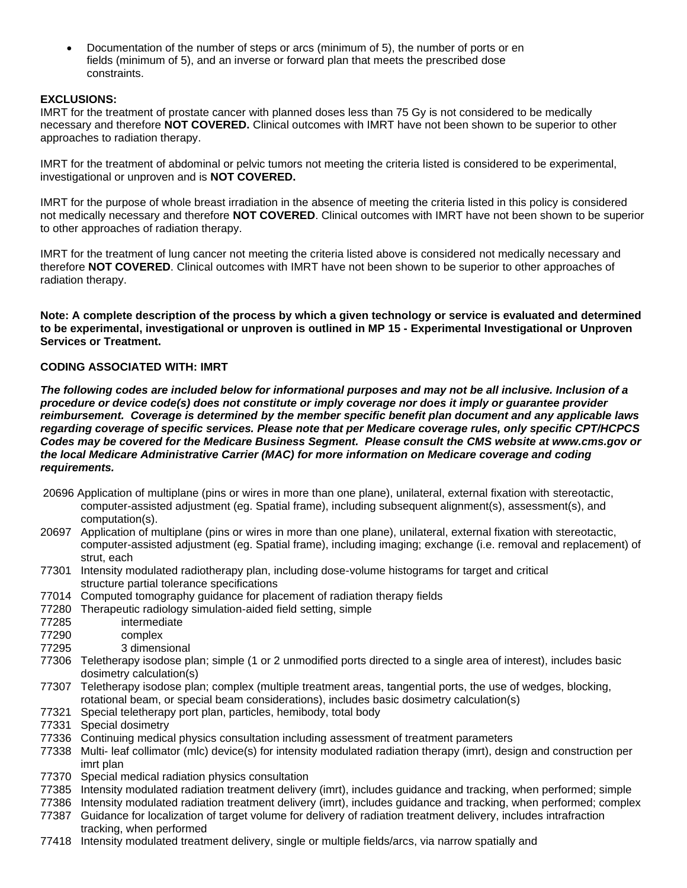- Documentation of the number of steps or arcs (minimum of 5), the number of ports or en fields (minimum of 5), and an inverse or forward plan that meets the prescribed dose constraints.

**EXCLUSIONS:**
IMRT for the treatment of prostate cancer with planned doses less than 75 Gy is not considered to be medically necessary and therefore **NOT COVERED.** Clinical outcomes with IMRT have not been shown to be superior to other approaches to radiation therapy.

IMRT for the treatment of abdominal or pelvic tumors not meeting the criteria listed is considered to be experimental, investigational or unproven and is **NOT COVERED.**

IMRT for the purpose of whole breast irradiation in the absence of meeting the criteria listed in this policy is considered not medically necessary and therefore **NOT COVERED**. Clinical outcomes with IMRT have not been shown to be superior to other approaches of radiation therapy.

IMRT for the treatment of lung cancer not meeting the criteria listed above is considered not medically necessary and therefore **NOT COVERED**. Clinical outcomes with IMRT have not been shown to be superior to other approaches of radiation therapy.

**Note: A complete description of the process by which a given technology or service is evaluated and determined to be experimental, investigational or unproven is outlined in MP 15 - Experimental Investigational or Unproven Services or Treatment.**

**CODING ASSOCIATED WITH: IMRT**

***The following codes are included below for informational purposes and may not be all inclusive. Inclusion of a procedure or device code(s) does not constitute or imply coverage nor does it imply or guarantee provider reimbursement. Coverage is determined by the member specific benefit plan document and any applicable laws regarding coverage of specific services. Please note that per Medicare coverage rules, only specific CPT/HCPCS Codes may be covered for the Medicare Business Segment. Please consult the CMS website at www.cms.gov or the local Medicare Administrative Carrier (MAC) for more information on Medicare coverage and coding requirements.***

20696 Application of multiplane (pins or wires in more than one plane), unilateral, external fixation with stereotactic, computer-assisted adjustment (eg. Spatial frame), including subsequent alignment(s), assessment(s), and computation(s).
20697 Application of multiplane (pins or wires in more than one plane), unilateral, external fixation with stereotactic, computer-assisted adjustment (eg. Spatial frame), including imaging; exchange (i.e. removal and replacement) of strut, each
77301 Intensity modulated radiotherapy plan, including dose-volume histograms for target and critical structure partial tolerance specifications
77014 Computed tomography guidance for placement of radiation therapy fields
77280 Therapeutic radiology simulation-aided field setting, simple
77285 intermediate
77290 complex
77295 3 dimensional
77306 Teletherapy isodose plan; simple (1 or 2 unmodified ports directed to a single area of interest), includes basic dosimetry calculation(s)
77307 Teletherapy isodose plan; complex (multiple treatment areas, tangential ports, the use of wedges, blocking, rotational beam, or special beam considerations), includes basic dosimetry calculation(s)
77321 Special teletherapy port plan, particles, hemibody, total body
77331 Special dosimetry
77336 Continuing medical physics consultation including assessment of treatment parameters
77338 Multi- leaf collimator (mlc) device(s) for intensity modulated radiation therapy (imrt), design and construction per imrt plan
77370 Special medical radiation physics consultation
77385 Intensity modulated radiation treatment delivery (imrt), includes guidance and tracking, when performed; simple
77386 Intensity modulated radiation treatment delivery (imrt), includes guidance and tracking, when performed; complex
77387 Guidance for localization of target volume for delivery of radiation treatment delivery, includes intrafraction tracking, when performed
77418 Intensity modulated treatment delivery, single or multiple fields/arcs, via narrow spatially and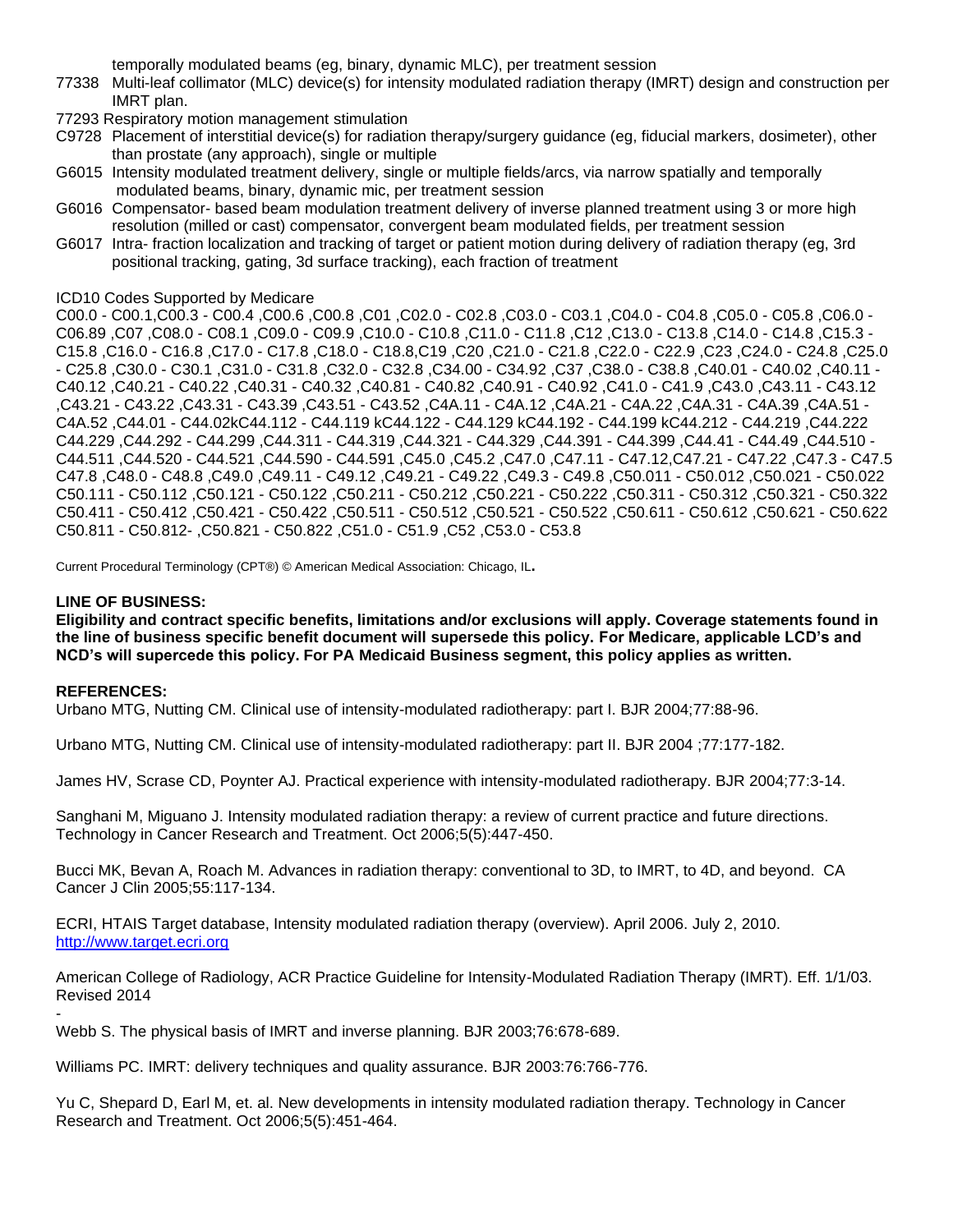temporally modulated beams (eg, binary, dynamic MLC), per treatment session

77338 Multi-leaf collimator (MLC) device(s) for intensity modulated radiation therapy (IMRT) design and construction per IMRT plan.

77293 Respiratory motion management stimulation

C9728 Placement of interstitial device(s) for radiation therapy/surgery guidance (eg, fiducial markers, dosimeter), other than prostate (any approach), single or multiple

G6015 Intensity modulated treatment delivery, single or multiple fields/arcs, via narrow spatially and temporally modulated beams, binary, dynamic mic, per treatment session

G6016 Compensator- based beam modulation treatment delivery of inverse planned treatment using 3 or more high resolution (milled or cast) compensator, convergent beam modulated fields, per treatment session

G6017 Intra- fraction localization and tracking of target or patient motion during delivery of radiation therapy (eg, 3rd positional tracking, gating, 3d surface tracking), each fraction of treatment

ICD10 Codes Supported by Medicare

C00.0 - C00.1,C00.3 - C00.4 ,C00.6 ,C00.8 ,C01 ,C02.0 - C02.8 ,C03.0 - C03.1 ,C04.0 - C04.8 ,C05.0 - C05.8 ,C06.0 - C06.89 ,C07 ,C08.0 - C08.1 ,C09.0 - C09.9 ,C10.0 - C10.8 ,C11.0 - C11.8 ,C12 ,C13.0 - C13.8 ,C14.0 - C14.8 ,C15.3 - C15.8 ,C16.0 - C16.8 ,C17.0 - C17.8 ,C18.0 - C18.8,C19 ,C20 ,C21.0 - C21.8 ,C22.0 - C22.9 ,C23 ,C24.0 - C24.8 ,C25.0 - C25.8 ,C30.0 - C30.1 ,C31.0 - C31.8 ,C32.0 - C32.8 ,C34.00 - C34.92 ,C37 ,C38.0 - C38.8 ,C40.01 - C40.02 ,C40.11 - C40.12 ,C40.21 - C40.22 ,C40.31 - C40.32 ,C40.81 - C40.82 ,C40.91 - C40.92 ,C41.0 - C41.9 ,C43.0 ,C43.11 - C43.12 ,C43.21 - C43.22 ,C43.31 - C43.39 ,C43.51 - C43.52 ,C4A.11 - C4A.12 ,C4A.21 - C4A.22 ,C4A.31 - C4A.39 ,C4A.51 - C4A.52 ,C44.01 - C44.02kC44.112 - C44.119 kC44.122 - C44.129 kC44.192 - C44.199 kC44.212 - C44.219 ,C44.222 C44.229 ,C44.292 - C44.299 ,C44.311 - C44.319 ,C44.321 - C44.329 ,C44.391 - C44.399 ,C44.41 - C44.49 ,C44.510 - C44.511 ,C44.520 - C44.521 ,C44.590 - C44.591 ,C45.0 ,C45.2 ,C47.0 ,C47.11 - C47.12,C47.21 - C47.22 ,C47.3 - C47.5 C47.8 ,C48.0 - C48.8 ,C49.0 ,C49.11 - C49.12 ,C49.21 - C49.22 ,C49.3 - C49.8 ,C50.011 - C50.012 ,C50.021 - C50.022 C50.111 - C50.112 ,C50.121 - C50.122 ,C50.211 - C50.212 ,C50.221 - C50.222 ,C50.311 - C50.312 ,C50.321 - C50.322 C50.411 - C50.412 ,C50.421 - C50.422 ,C50.511 - C50.512 ,C50.521 - C50.522 ,C50.611 - C50.612 ,C50.621 - C50.622 C50.811 - C50.812- ,C50.821 - C50.822 ,C51.0 - C51.9 ,C52 ,C53.0 - C53.8

Current Procedural Terminology (CPT®) © American Medical Association: Chicago, IL.

**LINE OF BUSINESS:**

**Eligibility and contract specific benefits, limitations and/or exclusions will apply. Coverage statements found in the line of business specific benefit document will supersede this policy. For Medicare, applicable LCD's and NCD's will supercede this policy. For PA Medicaid Business segment, this policy applies as written.**

**REFERENCES:**

Urbano MTG, Nutting CM. Clinical use of intensity-modulated radiotherapy: part I. BJR 2004;77:88-96.

Urbano MTG, Nutting CM. Clinical use of intensity-modulated radiotherapy: part II. BJR 2004 ;77:177-182.

James HV, Scrase CD, Poynter AJ. Practical experience with intensity-modulated radiotherapy. BJR 2004;77:3-14.

Sanghani M, Miguano J. Intensity modulated radiation therapy: a review of current practice and future directions. Technology in Cancer Research and Treatment. Oct 2006;5(5):447-450.

Bucci MK, Bevan A, Roach M. Advances in radiation therapy: conventional to 3D, to IMRT, to 4D, and beyond. CA Cancer J Clin 2005;55:117-134.

ECRI, HTAIS Target database, Intensity modulated radiation therapy (overview). April 2006. July 2, 2010. http://www.target.ecri.org

American College of Radiology, ACR Practice Guideline for Intensity-Modulated Radiation Therapy (IMRT). Eff. 1/1/03. Revised 2014

-

Webb S. The physical basis of IMRT and inverse planning. BJR 2003;76:678-689.

Williams PC. IMRT: delivery techniques and quality assurance. BJR 2003:76:766-776.

Yu C, Shepard D, Earl M, et. al. New developments in intensity modulated radiation therapy. Technology in Cancer Research and Treatment. Oct 2006;5(5):451-464.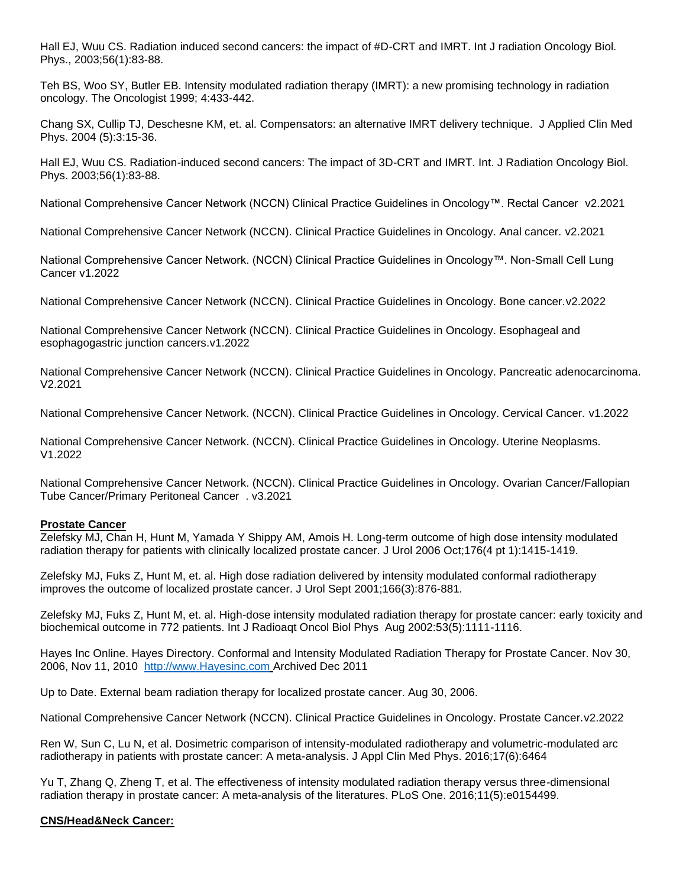Hall EJ, Wuu CS. Radiation induced second cancers: the impact of #D-CRT and IMRT. Int J radiation Oncology Biol. Phys., 2003;56(1):83-88.

Teh BS, Woo SY, Butler EB. Intensity modulated radiation therapy (IMRT): a new promising technology in radiation oncology. The Oncologist 1999; 4:433-442.

Chang SX, Cullip TJ, Deschesne KM, et. al. Compensators: an alternative IMRT delivery technique. J Applied Clin Med Phys. 2004 (5):3:15-36.

Hall EJ, Wuu CS. Radiation-induced second cancers: The impact of 3D-CRT and IMRT. Int. J Radiation Oncology Biol. Phys. 2003;56(1):83-88.

National Comprehensive Cancer Network (NCCN) Clinical Practice Guidelines in Oncology™. Rectal Cancer v2.2021

National Comprehensive Cancer Network (NCCN). Clinical Practice Guidelines in Oncology. Anal cancer. v2.2021

National Comprehensive Cancer Network. (NCCN) Clinical Practice Guidelines in Oncology™. Non-Small Cell Lung Cancer v1.2022

National Comprehensive Cancer Network (NCCN). Clinical Practice Guidelines in Oncology. Bone cancer.v2.2022

National Comprehensive Cancer Network (NCCN). Clinical Practice Guidelines in Oncology. Esophageal and esophagogastric junction cancers.v1.2022

National Comprehensive Cancer Network (NCCN). Clinical Practice Guidelines in Oncology. Pancreatic adenocarcinoma. V2.2021

National Comprehensive Cancer Network. (NCCN). Clinical Practice Guidelines in Oncology. Cervical Cancer. v1.2022

National Comprehensive Cancer Network. (NCCN). Clinical Practice Guidelines in Oncology. Uterine Neoplasms. V1.2022

National Comprehensive Cancer Network. (NCCN). Clinical Practice Guidelines in Oncology. Ovarian Cancer/Fallopian Tube Cancer/Primary Peritoneal Cancer . v3.2021

**Prostate Cancer**

Zelefsky MJ, Chan H, Hunt M, Yamada Y Shippy AM, Amois H. Long-term outcome of high dose intensity modulated radiation therapy for patients with clinically localized prostate cancer. J Urol 2006 Oct;176(4 pt 1):1415-1419.

Zelefsky MJ, Fuks Z, Hunt M, et. al. High dose radiation delivered by intensity modulated conformal radiotherapy improves the outcome of localized prostate cancer. J Urol Sept 2001;166(3):876-881.

Zelefsky MJ, Fuks Z, Hunt M, et. al. High-dose intensity modulated radiation therapy for prostate cancer: early toxicity and biochemical outcome in 772 patients. Int J Radioaqt Oncol Biol Phys Aug 2002:53(5):1111-1116.

Hayes Inc Online. Hayes Directory. Conformal and Intensity Modulated Radiation Therapy for Prostate Cancer. Nov 30, 2006, Nov 11, 2010 http://www.Hayesinc.com Archived Dec 2011

Up to Date. External beam radiation therapy for localized prostate cancer. Aug 30, 2006.

National Comprehensive Cancer Network (NCCN). Clinical Practice Guidelines in Oncology. Prostate Cancer.v2.2022

Ren W, Sun C, Lu N, et al. Dosimetric comparison of intensity-modulated radiotherapy and volumetric-modulated arc radiotherapy in patients with prostate cancer: A meta-analysis. J Appl Clin Med Phys. 2016;17(6):6464

Yu T, Zhang Q, Zheng T, et al. The effectiveness of intensity modulated radiation therapy versus three-dimensional radiation therapy in prostate cancer: A meta-analysis of the literatures. PLoS One. 2016;11(5):e0154499.

**CNS/Head&Neck Cancer:**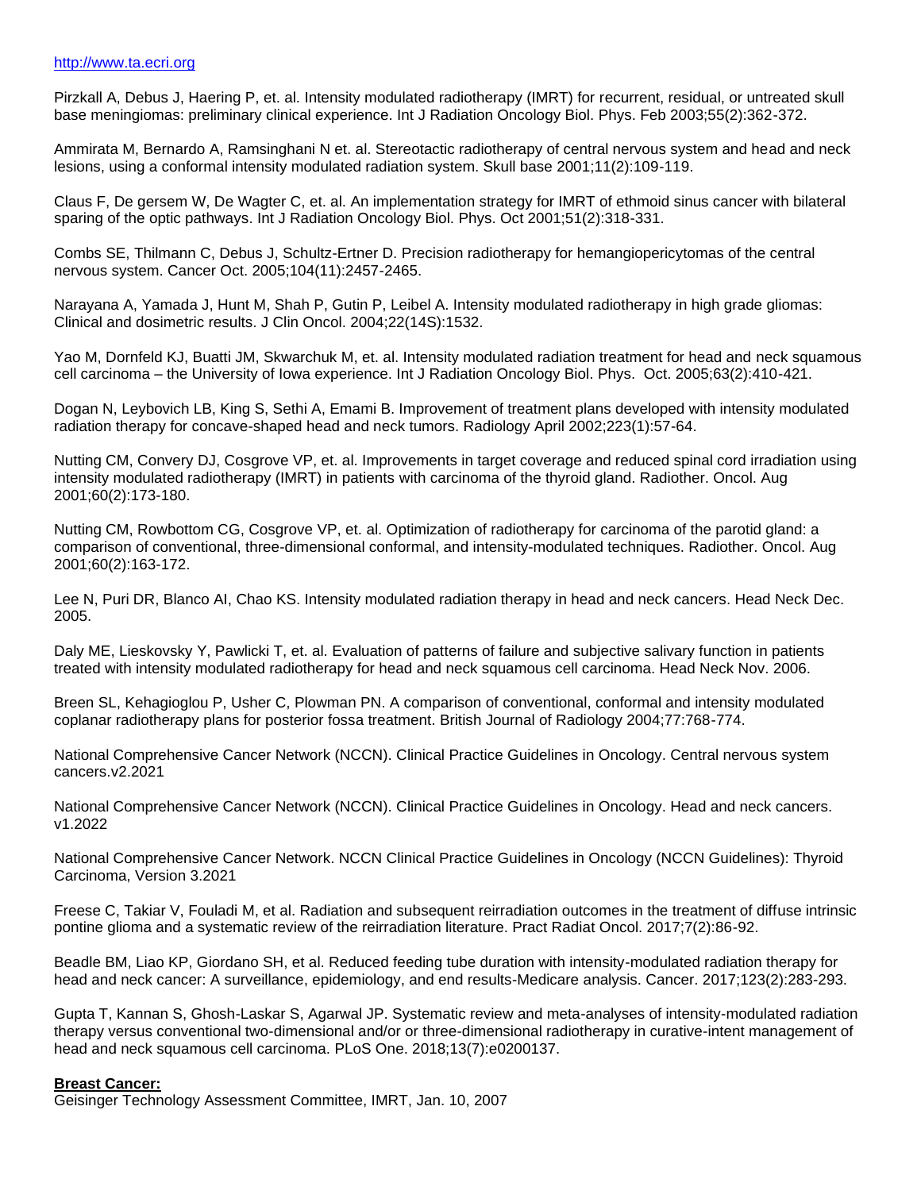http://www.ta.ecri.org

Pirzkall A, Debus J, Haering P, et. al. Intensity modulated radiotherapy (IMRT) for recurrent, residual, or untreated skull base meningiomas: preliminary clinical experience. Int J Radiation Oncology Biol. Phys. Feb 2003;55(2):362-372.

Ammirata M, Bernardo A, Ramsinghani N et. al. Stereotactic radiotherapy of central nervous system and head and neck lesions, using a conformal intensity modulated radiation system. Skull base 2001;11(2):109-119.

Claus F, De gersem W, De Wagter C, et. al. An implementation strategy for IMRT of ethmoid sinus cancer with bilateral sparing of the optic pathways. Int J Radiation Oncology Biol. Phys. Oct 2001;51(2):318-331.

Combs SE, Thilmann C, Debus J, Schultz-Ertner D. Precision radiotherapy for hemangiopericytomas of the central nervous system. Cancer Oct. 2005;104(11):2457-2465.

Narayana A, Yamada J, Hunt M, Shah P, Gutin P, Leibel A. Intensity modulated radiotherapy in high grade gliomas: Clinical and dosimetric results. J Clin Oncol. 2004;22(14S):1532.

Yao M, Dornfeld KJ, Buatti JM, Skwarchuk M, et. al. Intensity modulated radiation treatment for head and neck squamous cell carcinoma – the University of Iowa experience. Int J Radiation Oncology Biol. Phys. Oct. 2005;63(2):410-421.

Dogan N, Leybovich LB, King S, Sethi A, Emami B. Improvement of treatment plans developed with intensity modulated radiation therapy for concave-shaped head and neck tumors. Radiology April 2002;223(1):57-64.

Nutting CM, Convery DJ, Cosgrove VP, et. al. Improvements in target coverage and reduced spinal cord irradiation using intensity modulated radiotherapy (IMRT) in patients with carcinoma of the thyroid gland. Radiother. Oncol. Aug 2001;60(2):173-180.

Nutting CM, Rowbottom CG, Cosgrove VP, et. al. Optimization of radiotherapy for carcinoma of the parotid gland: a comparison of conventional, three-dimensional conformal, and intensity-modulated techniques. Radiother. Oncol. Aug 2001;60(2):163-172.

Lee N, Puri DR, Blanco AI, Chao KS. Intensity modulated radiation therapy in head and neck cancers. Head Neck Dec. 2005.

Daly ME, Lieskovsky Y, Pawlicki T, et. al. Evaluation of patterns of failure and subjective salivary function in patients treated with intensity modulated radiotherapy for head and neck squamous cell carcinoma. Head Neck Nov. 2006.

Breen SL, Kehagioglou P, Usher C, Plowman PN. A comparison of conventional, conformal and intensity modulated coplanar radiotherapy plans for posterior fossa treatment. British Journal of Radiology 2004;77:768-774.

National Comprehensive Cancer Network (NCCN). Clinical Practice Guidelines in Oncology. Central nervous system cancers.v2.2021

National Comprehensive Cancer Network (NCCN). Clinical Practice Guidelines in Oncology. Head and neck cancers. v1.2022

National Comprehensive Cancer Network. NCCN Clinical Practice Guidelines in Oncology (NCCN Guidelines): Thyroid Carcinoma, Version 3.2021

Freese C, Takiar V, Fouladi M, et al. Radiation and subsequent reirradiation outcomes in the treatment of diffuse intrinsic pontine glioma and a systematic review of the reirradiation literature. Pract Radiat Oncol. 2017;7(2):86-92.

Beadle BM, Liao KP, Giordano SH, et al. Reduced feeding tube duration with intensity-modulated radiation therapy for head and neck cancer: A surveillance, epidemiology, and end results-Medicare analysis. Cancer. 2017;123(2):283-293.

Gupta T, Kannan S, Ghosh-Laskar S, Agarwal JP. Systematic review and meta-analyses of intensity-modulated radiation therapy versus conventional two-dimensional and/or or three-dimensional radiotherapy in curative-intent management of head and neck squamous cell carcinoma. PLoS One. 2018;13(7):e0200137.

**Breast Cancer:**

Geisinger Technology Assessment Committee, IMRT, Jan. 10, 2007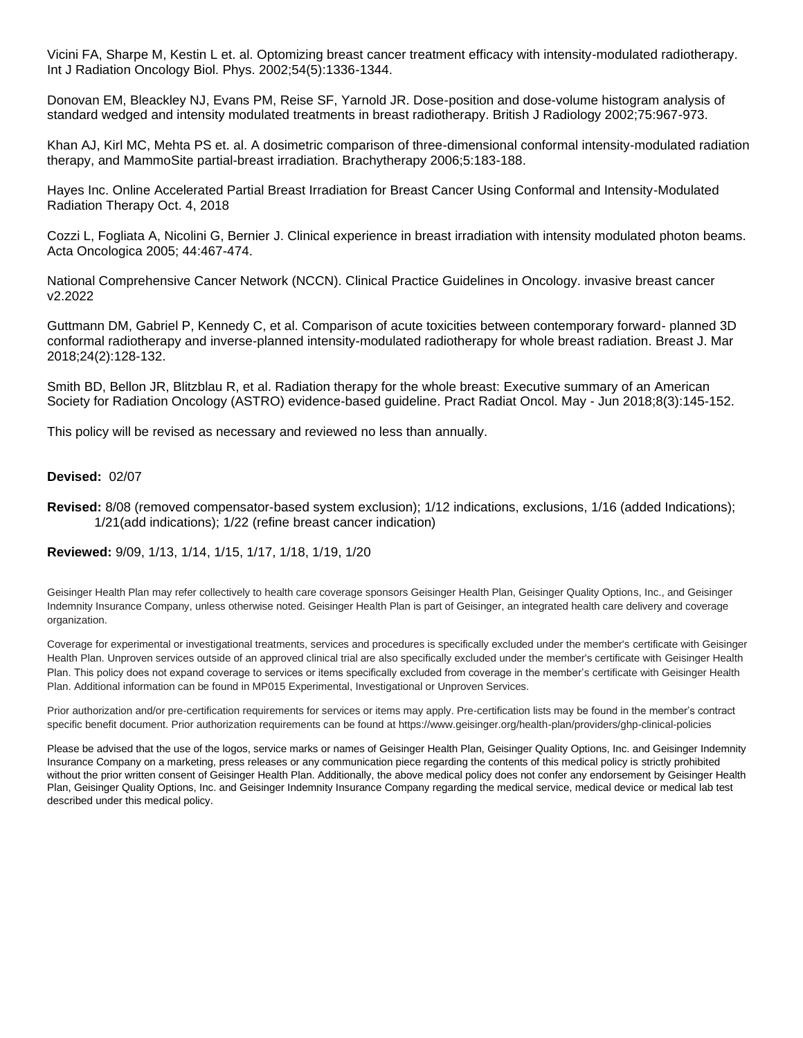Vicini FA, Sharpe M, Kestin L et. al. Optomizing breast cancer treatment efficacy with intensity-modulated radiotherapy. Int J Radiation Oncology Biol. Phys. 2002;54(5):1336-1344.

Donovan EM, Bleackley NJ, Evans PM, Reise SF, Yarnold JR. Dose-position and dose-volume histogram analysis of standard wedged and intensity modulated treatments in breast radiotherapy. British J Radiology 2002;75:967-973.

Khan AJ, Kirl MC, Mehta PS et. al. A dosimetric comparison of three-dimensional conformal intensity-modulated radiation therapy, and MammoSite partial-breast irradiation. Brachytherapy 2006;5:183-188.

Hayes Inc. Online Accelerated Partial Breast Irradiation for Breast Cancer Using Conformal and Intensity-Modulated Radiation Therapy Oct. 4, 2018

Cozzi L, Fogliata A, Nicolini G, Bernier J. Clinical experience in breast irradiation with intensity modulated photon beams. Acta Oncologica 2005; 44:467-474.

National Comprehensive Cancer Network (NCCN). Clinical Practice Guidelines in Oncology. invasive breast cancer v2.2022

Guttmann DM, Gabriel P, Kennedy C, et al. Comparison of acute toxicities between contemporary forward- planned 3D conformal radiotherapy and inverse-planned intensity-modulated radiotherapy for whole breast radiation. Breast J. Mar 2018;24(2):128-132.

Smith BD, Bellon JR, Blitzblau R, et al. Radiation therapy for the whole breast: Executive summary of an American Society for Radiation Oncology (ASTRO) evidence-based guideline. Pract Radiat Oncol. May - Jun 2018;8(3):145-152.

This policy will be revised as necessary and reviewed no less than annually.

**Devised:** 02/07

**Revised:** 8/08 (removed compensator-based system exclusion); 1/12 indications, exclusions, 1/16 (added Indications); 1/21(add indications); 1/22 (refine breast cancer indication)

**Reviewed:** 9/09, 1/13, 1/14, 1/15, 1/17, 1/18, 1/19, 1/20

Geisinger Health Plan may refer collectively to health care coverage sponsors Geisinger Health Plan, Geisinger Quality Options, Inc., and Geisinger Indemnity Insurance Company, unless otherwise noted. Geisinger Health Plan is part of Geisinger, an integrated health care delivery and coverage organization.

Coverage for experimental or investigational treatments, services and procedures is specifically excluded under the member's certificate with Geisinger Health Plan. Unproven services outside of an approved clinical trial are also specifically excluded under the member's certificate with Geisinger Health Plan. This policy does not expand coverage to services or items specifically excluded from coverage in the member's certificate with Geisinger Health Plan. Additional information can be found in MP015 Experimental, Investigational or Unproven Services.

Prior authorization and/or pre-certification requirements for services or items may apply. Pre-certification lists may be found in the member's contract specific benefit document. Prior authorization requirements can be found at https://www.geisinger.org/health-plan/providers/ghp-clinical-policies

Please be advised that the use of the logos, service marks or names of Geisinger Health Plan, Geisinger Quality Options, Inc. and Geisinger Indemnity Insurance Company on a marketing, press releases or any communication piece regarding the contents of this medical policy is strictly prohibited without the prior written consent of Geisinger Health Plan. Additionally, the above medical policy does not confer any endorsement by Geisinger Health Plan, Geisinger Quality Options, Inc. and Geisinger Indemnity Insurance Company regarding the medical service, medical device or medical lab test described under this medical policy.